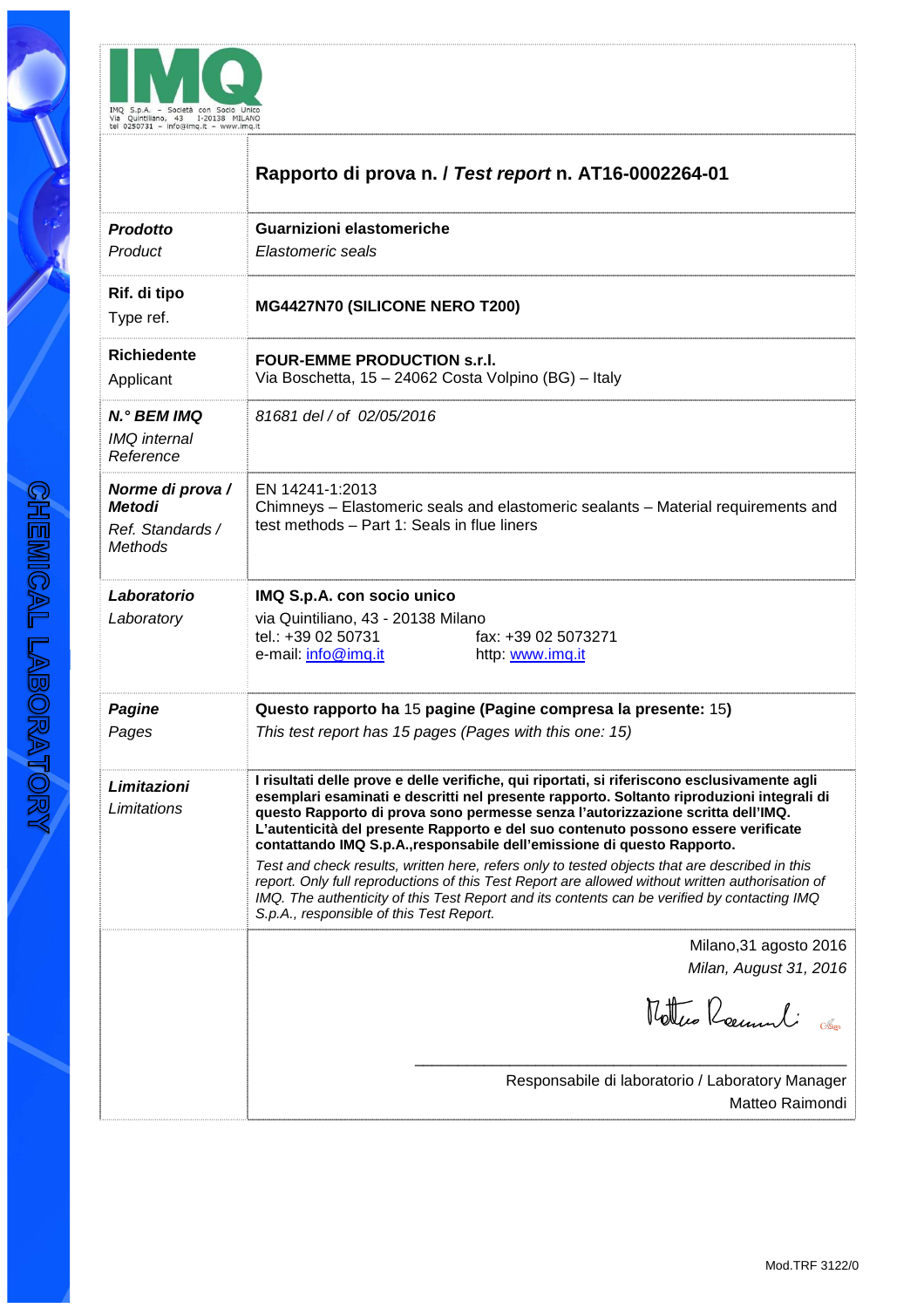**IMQ**

IMQ S.p.A. – Società con Socio Unico
Via Quintiliano, 43 I-20138 MILANO
tel 0250731 – info@imq.it – www.imq.it

CHEMICAL LABORATORY

# Rapporto di prova n. / *Test report* n. AT16-0002264-01

| | |
|---|---|
| ***Prodotto***<br>*Product* | **Guarnizioni elastomeriche**<br>*Elastomeric seals* |
| **Rif. di tipo**<br>Type ref. | **MG4427N70 (SILICONE NERO T200)** |
| **Richiedente**<br>Applicant | **FOUR-EMME PRODUCTION s.r.l.**<br>Via Boschetta, 15 – 24062 Costa Volpino (BG) – Italy |
| ***N.° BEM IMQ***<br>*IMQ internal Reference* | *81681 del / of 02/05/2016* |
| ***Norme di prova / Metodi***<br>*Ref. Standards / Methods* | EN 14241-1:2013<br>Chimneys – Elastomeric seals and elastomeric sealants – Material requirements and test methods – Part 1: Seals in flue liners |
| ***Laboratorio***<br>*Laboratory* | **IMQ S.p.A. con socio unico**<br>via Quintiliano, 43 - 20138 Milano<br>tel.: +39 02 50731 fax: +39 02 5073271<br>e-mail: info@imq.it http: www.imq.it |
| ***Pagine***<br>*Pages* | **Questo rapporto ha** 15 **pagine (Pagine compresa la presente:** 15**)**<br>*This test report has 15 pages (Pages with this one: 15)* |
| ***Limitazioni***<br>*Limitations* | **I risultati delle prove e delle verifiche, qui riportati, si riferiscono esclusivamente agli esemplari esaminati e descritti nel presente rapporto. Soltanto riproduzioni integrali di questo Rapporto di prova sono permesse senza l'autorizzazione scritta dell'IMQ. L'autenticità del presente Rapporto e del suo contenuto possono essere verificate contattando IMQ S.p.A.,responsabile dell'emissione di questo Rapporto.**<br>*Test and check results, written here, refers only to tested objects that are described in this report. Only full reproductions of this Test Report are allowed without written authorisation of IMQ. The authenticity of this Test Report and its contents can be verified by contacting IMQ S.p.A., responsible of this Test Report.* |

Milano,31 agosto 2016
*Milan, August 31, 2016*

Matteo Raimondi

Responsabile di laboratorio / Laboratory Manager
Matteo Raimondi

Mod.TRF 3122/0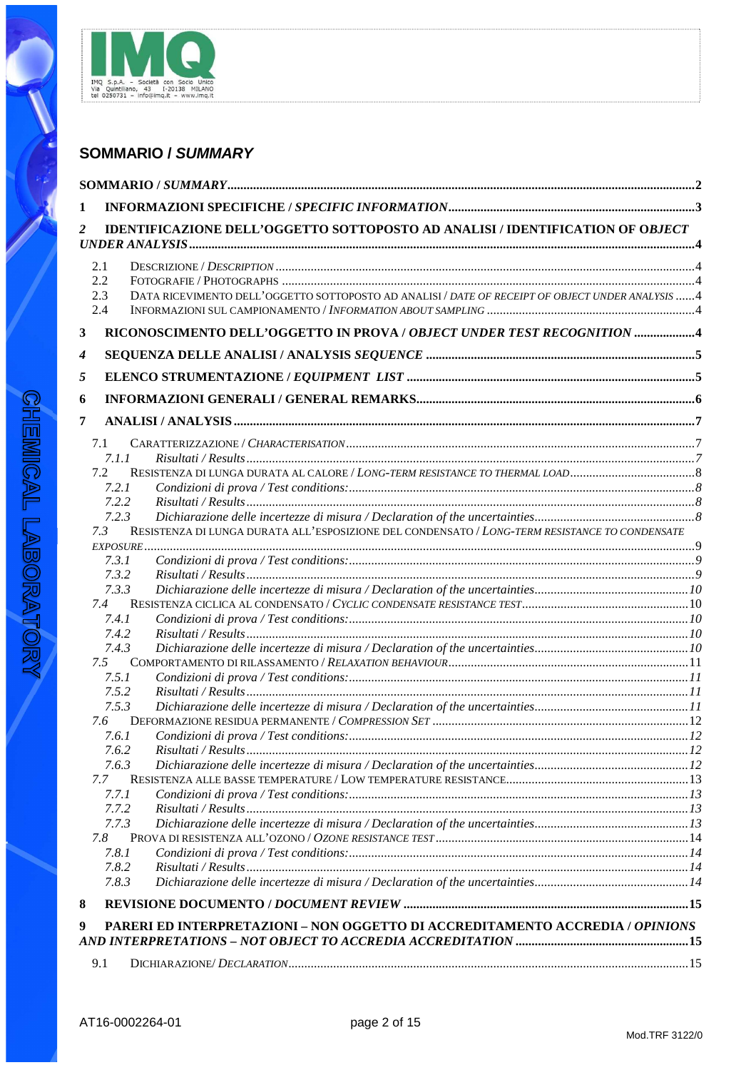## SOMMARIO / *SUMMARY*

**SOMMARIO / *SUMMARY*** ... 2

**1 INFORMAZIONI SPECIFICHE / *SPECIFIC INFORMATION*** ... 3

***2* IDENTIFICAZIONE DELL'OGGETTO SOTTOPOSTO AD ANALISI / IDENTIFICATION OF O*BJECT UNDER ANALYSIS*** ... 4

- 2.1 DESCRIZIONE / *DESCRIPTION* ... 4
- 2.2 FOTOGRAFIE / PHOTOGRAPHS ... 4
- 2.3 DATA RICEVIMENTO DELL'OGGETTO SOTTOPOSTO AD ANALISI / *DATE OF RECEIPT OF OBJECT UNDER ANALYSIS* ... 4
- 2.4 INFORMAZIONI SUL CAMPIONAMENTO / *INFORMATION ABOUT SAMPLING* ... 4

**3 RICONOSCIMENTO DELL'OGGETTO IN PROVA / *OBJECT UNDER TEST RECOGNITION*** ... 4

***4* SEQUENZA DELLE ANALISI / ANALYSIS *SEQUENCE*** ... 5

***5* ELENCO STRUMENTAZIONE / *EQUIPMENT LIST*** ... 5

**6 INFORMAZIONI GENERALI / GENERAL REMARKS** ... 6

**7 ANALISI / ANALYSIS** ... 7

- 7.1 CARATTERIZZAZIONE / *CHARACTERISATION* ... 7
  - *7.1.1 Risultati / Results* ... 7
- 7.2 RESISTENZA DI LUNGA DURATA AL CALORE / *LONG-TERM RESISTANCE TO THERMAL LOAD* ... 8
  - *7.2.1 Condizioni di prova / Test conditions:* ... 8
  - *7.2.2 Risultati / Results* ... 8
  - *7.2.3 Dichiarazione delle incertezze di misura / Declaration of the uncertainties* ... 8
- *7.3* RESISTENZA DI LUNGA DURATA ALL'ESPOSIZIONE DEL CONDENSATO / *LONG-TERM RESISTANCE TO CONDENSATE EXPOSURE* ... 9
  - *7.3.1 Condizioni di prova / Test conditions:* ... 9
  - *7.3.2 Risultati / Results* ... 9
  - *7.3.3 Dichiarazione delle incertezze di misura / Declaration of the uncertainties* ... 10
- *7.4* RESISTENZA CICLICA AL CONDENSATO / *CYCLIC CONDENSATE RESISTANCE TEST* ... 10
  - *7.4.1 Condizioni di prova / Test conditions:* ... 10
  - *7.4.2 Risultati / Results* ... 10
  - *7.4.3 Dichiarazione delle incertezze di misura / Declaration of the uncertainties* ... 10
- *7.5* COMPORTAMENTO DI RILASSAMENTO / *RELAXATION BEHAVIOUR* ... 11
  - *7.5.1 Condizioni di prova / Test conditions:* ... 11
  - *7.5.2 Risultati / Results* ... 11
  - *7.5.3 Dichiarazione delle incertezze di misura / Declaration of the uncertainties* ... 11
- *7.6* DEFORMAZIONE RESIDUA PERMANENTE / *COMPRESSION SET* ... 12
  - *7.6.1 Condizioni di prova / Test conditions:* ... 12
  - *7.6.2 Risultati / Results* ... 12
  - *7.6.3 Dichiarazione delle incertezze di misura / Declaration of the uncertainties* ... 12
- *7.7* RESISTENZA ALLE BASSE TEMPERATURE / LOW TEMPERATURE RESISTANCE ... 13
  - *7.7.1 Condizioni di prova / Test conditions:* ... 13
  - *7.7.2 Risultati / Results* ... 13
  - *7.7.3 Dichiarazione delle incertezze di misura / Declaration of the uncertainties* ... 13
- *7.8* PROVA DI RESISTENZA ALL'OZONO / *OZONE RESISTANCE TEST* ... 14
  - *7.8.1 Condizioni di prova / Test conditions:* ... 14
  - *7.8.2 Risultati / Results* ... 14
  - *7.8.3 Dichiarazione delle incertezze di misura / Declaration of the uncertainties* ... 14

**8 REVISIONE DOCUMENTO / *DOCUMENT REVIEW*** ... 15

**9 PARERI ED INTERPRETAZIONI – NON OGGETTO DI ACCREDITAMENTO ACCREDIA / *OPINIONS AND INTERPRETATIONS – NOT OBJECT TO ACCREDIA ACCREDITATION*** ... 15

- 9.1 DICHIARAZIONE/ *DECLARATION* ... 15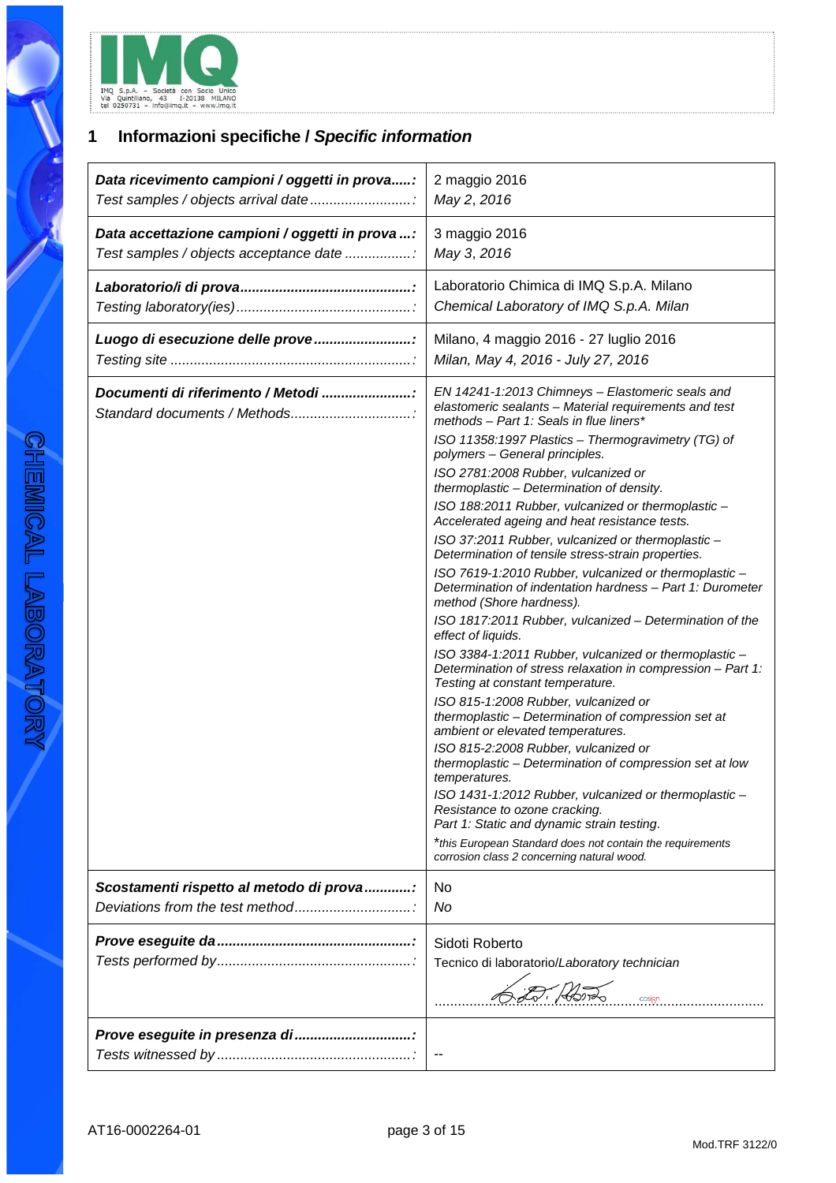IMQ S.p.A. – Società con Socio Unico
Via Quintiliano, 43 I-20138 MILANO
tel 0250731 – info@imq.it – www.imq.it

## 1 Informazioni specifiche / *Specific information*

| | |
|---|---|
| **Data ricevimento campioni / oggetti in prova.....:** *Test samples / objects arrival date..........................:* | 2 maggio 2016 *May 2, 2016* |
| **Data accettazione campioni / oggetti in prova ...:** *Test samples / objects acceptance date .................:* | 3 maggio 2016 *May 3, 2016* |
| **Laboratorio/i di prova...........................................:** *Testing laboratory(ies).............................................:* | Laboratorio Chimica di IMQ S.p.A. Milano *Chemical Laboratory of IMQ S.p.A. Milan* |
| **Luogo di esecuzione delle prove.........................:** *Testing site .............................................................:* | Milano, 4 maggio 2016 - 27 luglio 2016 *Milan, May 4, 2016 - July 27, 2016* |
| **Documenti di riferimento / Metodi .......................:** *Standard documents / Methods...............................:* | *EN 14241-1:2013 Chimneys – Elastomeric seals and elastomeric sealants – Material requirements and test methods – Part 1: Seals in flue liners\** <br> *ISO 11358:1997 Plastics – Thermogravimetry (TG) of polymers – General principles.* <br> *ISO 2781:2008 Rubber, vulcanized or thermoplastic – Determination of density.* <br> *ISO 188:2011 Rubber, vulcanized or thermoplastic – Accelerated ageing and heat resistance tests.* <br> *ISO 37:2011 Rubber, vulcanized or thermoplastic – Determination of tensile stress-strain properties.* <br> *ISO 7619-1:2010 Rubber, vulcanized or thermoplastic – Determination of indentation hardness – Part 1: Durometer method (Shore hardness).* <br> *ISO 1817:2011 Rubber, vulcanized – Determination of the effect of liquids.* <br> *ISO 3384-1:2011 Rubber, vulcanized or thermoplastic – Determination of stress relaxation in compression – Part 1: Testing at constant temperature.* <br> *ISO 815-1:2008 Rubber, vulcanized or thermoplastic – Determination of compression set at ambient or elevated temperatures.* <br> *ISO 815-2:2008 Rubber, vulcanized or thermoplastic – Determination of compression set at low temperatures.* <br> *ISO 1431-1:2012 Rubber, vulcanized or thermoplastic – Resistance to ozone cracking. Part 1: Static and dynamic strain testing.* <br> *\*this European Standard does not contain the requirements corrosion class 2 concerning natural wood.* |
| **Scostamenti rispetto al metodo di prova............:** *Deviations from the test method.............................:* | No *No* |
| **Prove eseguite da.................................................:** *Tests performed by.................................................:* | Sidoti Roberto <br> Tecnico di laboratorio/*Laboratory technician* <br> ........................................................................... |
| **Prove eseguite in presenza di.............................:** *Tests witnessed by.................................................:* | -- |

AT16-0002264-01

Mod.TRF 3122/0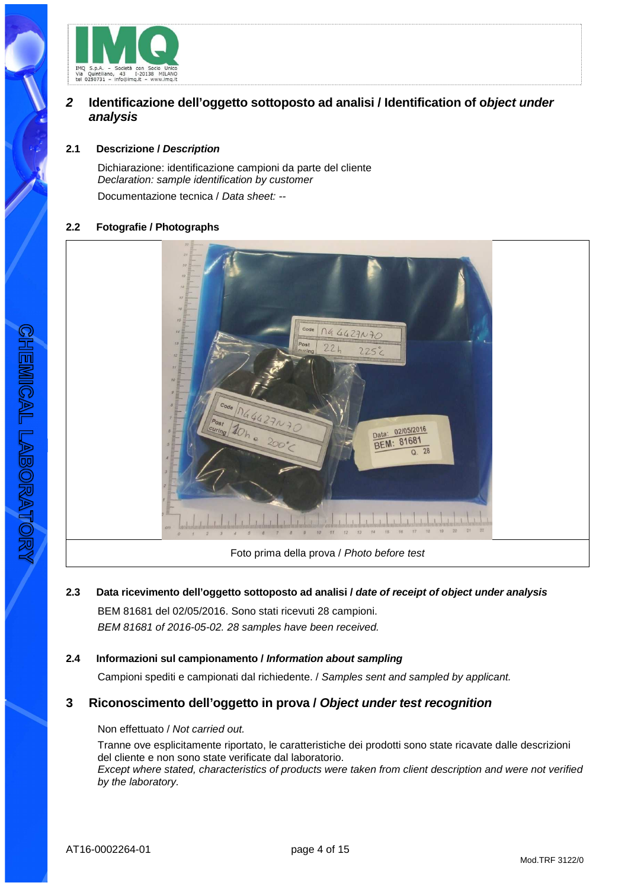## 2 Identificazione dell'oggetto sottoposto ad analisi / Identification of *object under analysis*

### 2.1 Descrizione / *Description*

Dichiarazione: identificazione campioni da parte del cliente
*Declaration: sample identification by customer*

Documentazione tecnica / *Data sheet:* --

### 2.2 Fotografie / Photographs

Foto prima della prova / *Photo before test*

### 2.3 Data ricevimento dell'oggetto sottoposto ad analisi / *date of receipt of object under analysis*

BEM 81681 del 02/05/2016. Sono stati ricevuti 28 campioni.
*BEM 81681 of 2016-05-02. 28 samples have been received.*

### 2.4 Informazioni sul campionamento / *Information about sampling*

Campioni spediti e campionati dal richiedente. / *Samples sent and sampled by applicant.*

## 3 Riconoscimento dell'oggetto in prova / *Object under test recognition*

Non effettuato / *Not carried out.*

Tranne ove esplicitamente riportato, le caratteristiche dei prodotti sono state ricavate dalle descrizioni del cliente e non sono state verificate dal laboratorio.
*Except where stated, characteristics of products were taken from client description and were not verified by the laboratory.*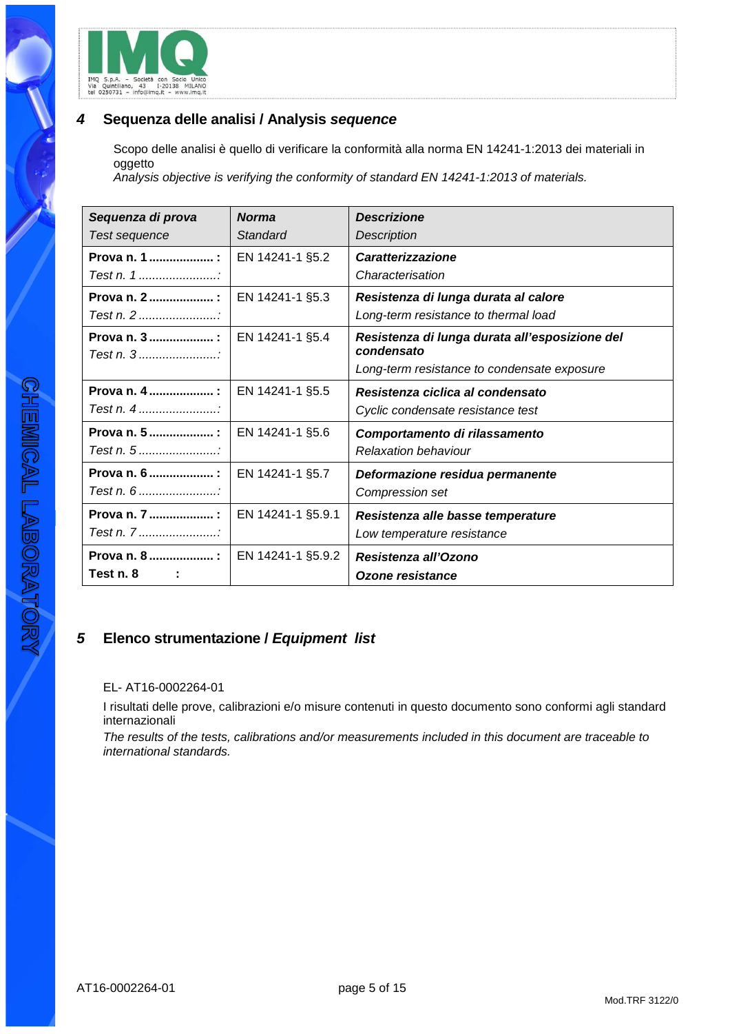## 4 Sequenza delle analisi / Analysis *sequence*

Scopo delle analisi è quello di verificare la conformità alla norma EN 14241-1:2013 dei materiali in oggetto
*Analysis objective is verifying the conformity of standard EN 14241-1:2013 of materials.*

| ***Sequenza di prova*** *Test sequence* | ***Norma*** *Standard* | ***Descrizione*** *Description* |
|---|---|---|
| **Prova n. 1 ................... :** *Test n. 1 .......................:* | EN 14241-1 §5.2 | ***Caratterizzazione*** *Characterisation* |
| **Prova n. 2 ................... :** *Test n. 2 .......................:* | EN 14241-1 §5.3 | ***Resistenza di lunga durata al calore*** *Long-term resistance to thermal load* |
| **Prova n. 3 ................... :** *Test n. 3 .......................:* | EN 14241-1 §5.4 | ***Resistenza di lunga durata all'esposizione del condensato*** *Long-term resistance to condensate exposure* |
| **Prova n. 4 ................... :** *Test n. 4 .......................:* | EN 14241-1 §5.5 | ***Resistenza ciclica al condensato*** *Cyclic condensate resistance test* |
| **Prova n. 5 ................... :** *Test n. 5 .......................:* | EN 14241-1 §5.6 | ***Comportamento di rilassamento*** *Relaxation behaviour* |
| **Prova n. 6 ................... :** *Test n. 6 .......................:* | EN 14241-1 §5.7 | ***Deformazione residua permanente*** *Compression set* |
| **Prova n. 7 ................... :** *Test n. 7 .......................:* | EN 14241-1 §5.9.1 | ***Resistenza alle basse temperature*** *Low temperature resistance* |
| **Prova n. 8 ................... :** **Test n. 8 :** | EN 14241-1 §5.9.2 | ***Resistenza all'Ozono*** ***Ozone resistance*** |

## 5 Elenco strumentazione / *Equipment list*

EL- AT16-0002264-01

I risultati delle prove, calibrazioni e/o misure contenuti in questo documento sono conformi agli standard internazionali
*The results of the tests, calibrations and/or measurements included in this document are traceable to international standards.*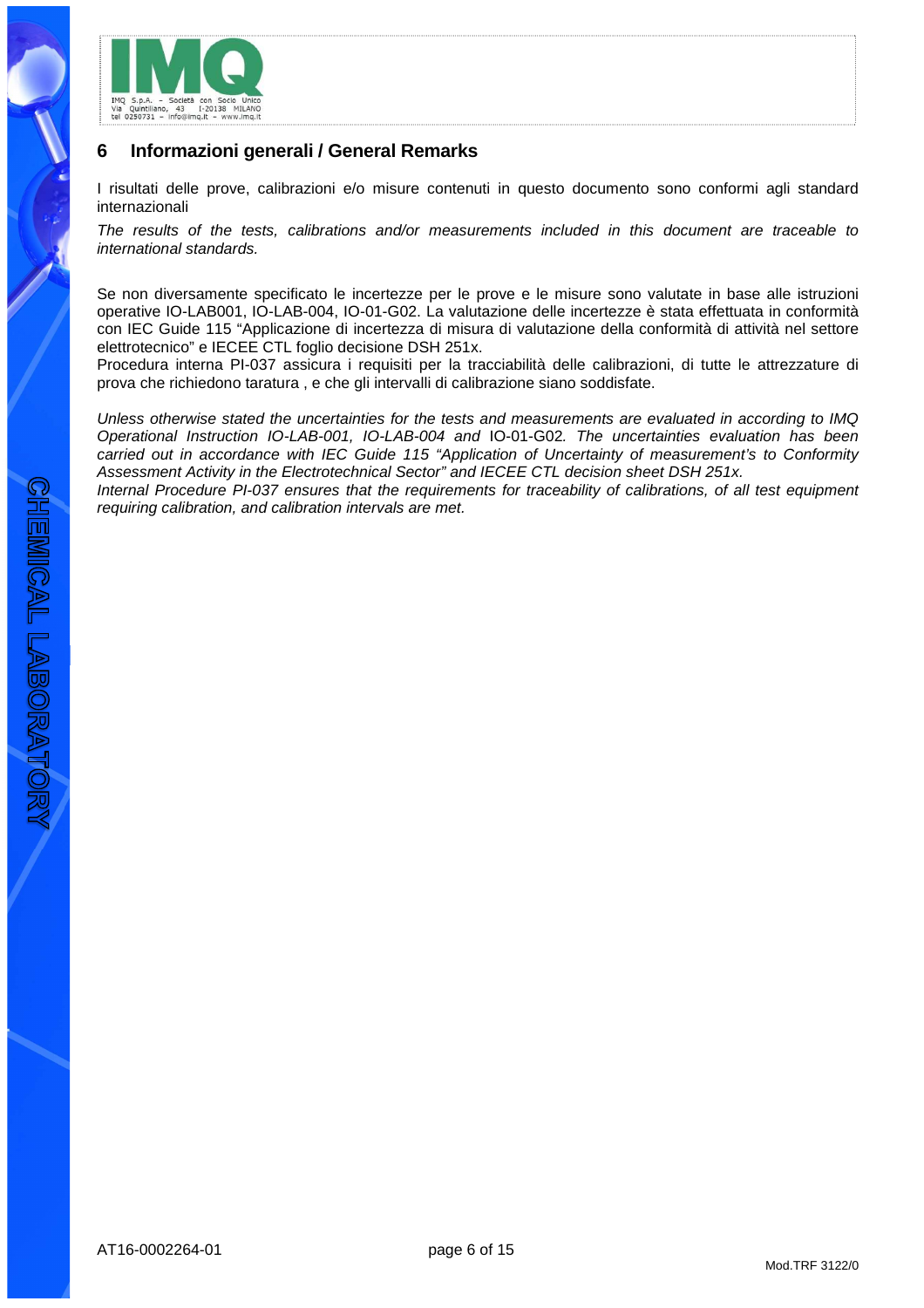## 6 Informazioni generali / General Remarks

I risultati delle prove, calibrazioni e/o misure contenuti in questo documento sono conformi agli standard internazionali

*The results of the tests, calibrations and/or measurements included in this document are traceable to international standards.*

Se non diversamente specificato le incertezze per le prove e le misure sono valutate in base alle istruzioni operative IO-LAB001, IO-LAB-004, IO-01-G02. La valutazione delle incertezze è stata effettuata in conformità con IEC Guide 115 "Applicazione di incertezza di misura di valutazione della conformità di attività nel settore elettrotecnico" e IECEE CTL foglio decisione DSH 251x.
Procedura interna PI-037 assicura i requisiti per la tracciabilità delle calibrazioni, di tutte le attrezzature di prova che richiedono taratura , e che gli intervalli di calibrazione siano soddisfate.

*Unless otherwise stated the uncertainties for the tests and measurements are evaluated in according to IMQ Operational Instruction IO-LAB-001, IO-LAB-004 and* IO-01-G02*. The uncertainties evaluation has been carried out in accordance with IEC Guide 115 "Application of Uncertainty of measurement's to Conformity Assessment Activity in the Electrotechnical Sector" and IECEE CTL decision sheet DSH 251x.*
*Internal Procedure PI-037 ensures that the requirements for traceability of calibrations, of all test equipment requiring calibration, and calibration intervals are met.*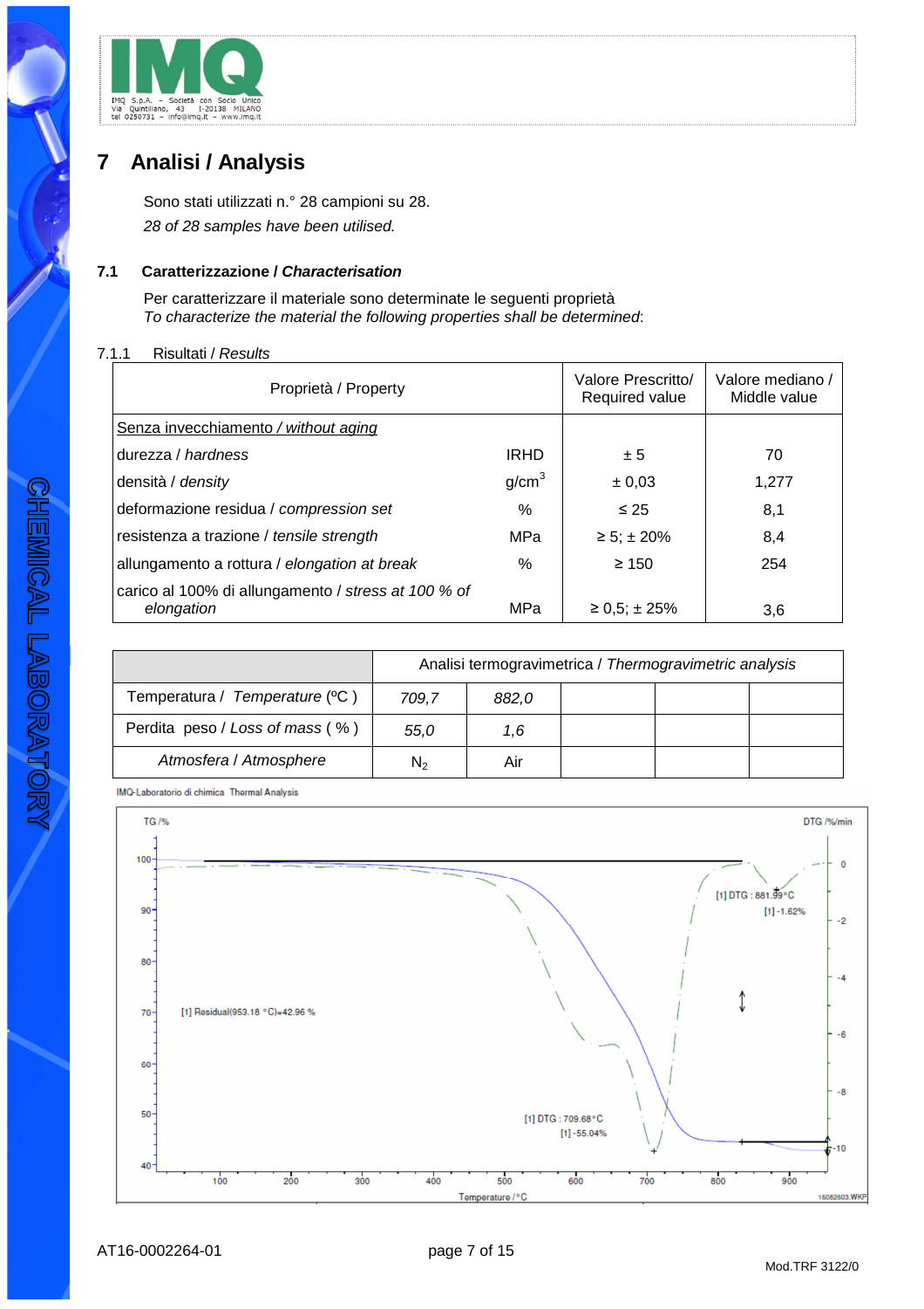# 7 Analisi / Analysis

Sono stati utilizzati n.° 28 campioni su 28.
*28 of 28 samples have been utilised.*

## 7.1 Caratterizzazione / *Characterisation*

Per caratterizzare il materiale sono determinate le seguenti proprietà
*To characterize the material the following properties shall be determined*:

### 7.1.1 Risultati / *Results*

| Proprietà / Property | | Valore Prescritto/ Required value | Valore mediano / Middle value |
|---|---|---|---|
| Senza invecchiamento / *without aging* | | | |
| durezza / *hardness* | IRHD | ± 5 | 70 |
| densità / *density* | $g/cm^3$ | ± 0,03 | 1,277 |
| deformazione residua / *compression set* | % | ≤ 25 | 8,1 |
| resistenza a trazione / *tensile strength* | MPa | ≥ 5; ± 20% | 8,4 |
| allungamento a rottura / *elongation at break* | % | ≥ 150 | 254 |
| carico al 100% di allungamento / *stress at 100 % of elongation* | MPa | ≥ 0,5; ± 25% | 3,6 |

| | Analisi termogravimetrica / *Thermogravimetric analysis* | | | | |
|---|---|---|---|---|---|
| Temperatura / *Temperature* (ºC ) | *709,7* | *882,0* | | | |
| Perdita peso / *Loss of mass* ( % ) | *55,0* | *1,6* | | | |
| *Atmosfera / Atmosphere* | $N_2$ | Air | | | |

IMQ-Laboratorio di chimica Thermal Analysis

TG /% — DTG /%/min

[1] Residual(953.18 °C)=42.96 %

[1] DTG : 709.68 °C
[1] -55.04%

[1] DTG : 881.99 °C
[1] -1.62%

Temperature / °C

16082603.WKP

AT16-0002264-01

Mod.TRF 3122/0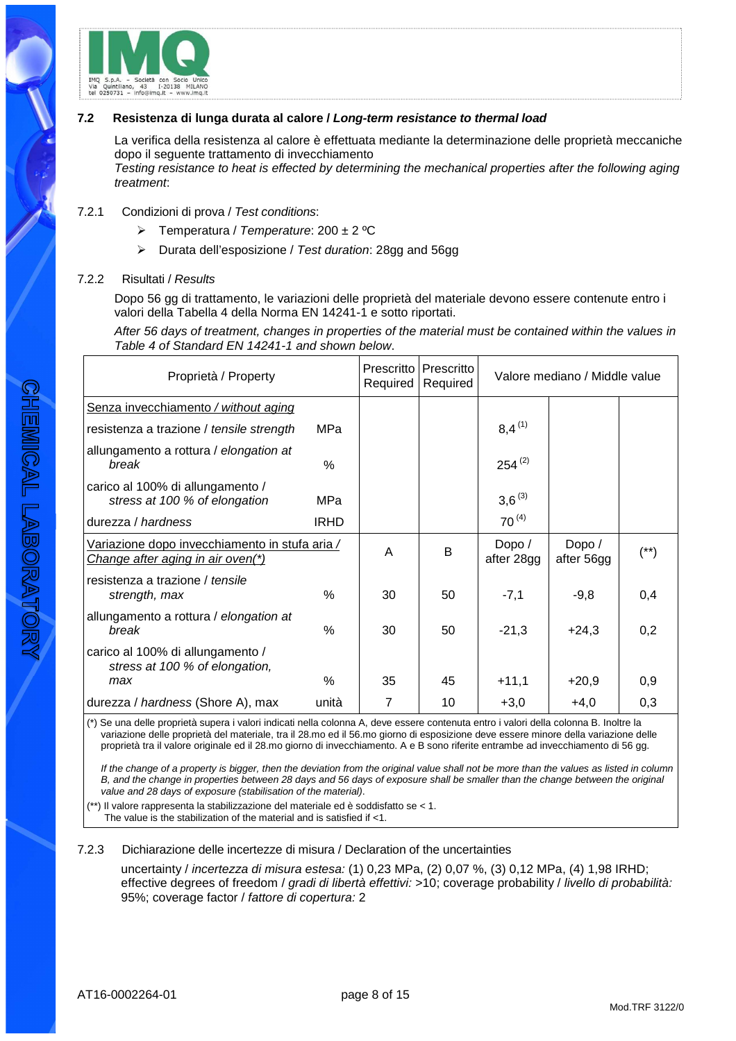## 7.2 Resistenza di lunga durata al calore / *Long-term resistance to thermal load*

La verifica della resistenza al calore è effettuata mediante la determinazione delle proprietà meccaniche dopo il seguente trattamento di invecchiamento
*Testing resistance to heat is effected by determining the mechanical properties after the following aging treatment*:

### 7.2.1 Condizioni di prova / *Test conditions*:

- Temperatura / *Temperature*: 200 ± 2 ºC
- Durata dell'esposizione / *Test duration*: 28gg and 56gg

### 7.2.2 Risultati / *Results*

Dopo 56 gg di trattamento, le variazioni delle proprietà del materiale devono essere contenute entro i valori della Tabella 4 della Norma EN 14241-1 e sotto riportati.

*After 56 days of treatment, changes in properties of the material must be contained within the values in Table 4 of Standard EN 14241-1 and shown below*.

| Proprietà / Property | | Prescritto Required | Prescritto Required | Valore mediano / Middle value | | |
|---|---|---|---|---|---|---|
| Senza invecchiamento / *without aging* | | | | | | |
| resistenza a trazione / *tensile strength* | MPa | | | 8,4 [1] | | |
| allungamento a rottura / *elongation at break* | % | | | 254 [2] | | |
| carico al 100% di allungamento / *stress at 100 % of elongation* | MPa | | | 3,6 [3] | | |
| durezza / *hardness* | IRHD | | | 70 [4] | | |
| Variazione dopo invecchiamento in stufa aria / *Change after aging in air oven(*)* | | A | B | Dopo / after 28gg | Dopo / after 56gg | (**) |
| resistenza a trazione / *tensile strength, max* | % | 30 | 50 | -7,1 | -9,8 | 0,4 |
| allungamento a rottura / *elongation at break* | % | 30 | 50 | -21,3 | +24,3 | 0,2 |
| carico al 100% di allungamento / *stress at 100 % of elongation, max* | % | 35 | 45 | +11,1 | +20,9 | 0,9 |
| durezza / *hardness* (Shore A), max | unità | 7 | 10 | +3,0 | +4,0 | 0,3 |

(*) Se una delle proprietà supera i valori indicati nella colonna A, deve essere contenuta entro i valori della colonna B. Inoltre la variazione delle proprietà del materiale, tra il 28.mo ed il 56.mo giorno di esposizione deve essere minore della variazione delle proprietà tra il valore originale ed il 28.mo giorno di invecchiamento. A e B sono riferite entrambe ad invecchiamento di 56 gg.

*If the change of a property is bigger, then the deviation from the original value shall not be more than the values as listed in column B, and the change in properties between 28 days and 56 days of exposure shall be smaller than the change between the original value and 28 days of exposure (stabilisation of the material).*

(**) Il valore rappresenta la stabilizzazione del materiale ed è soddisfatto se < 1.
The value is the stabilization of the material and is satisfied if <1.

### 7.2.3 Dichiarazione delle incertezze di misura / Declaration of the uncertainties

uncertainty / *incertezza di misura estesa:* (1) 0,23 MPa, (2) 0,07 %, (3) 0,12 MPa, (4) 1,98 IRHD; effective degrees of freedom / *gradi di libertà effettivi:* >10; coverage probability / *livello di probabilità:* 95%; coverage factor / *fattore di copertura:* 2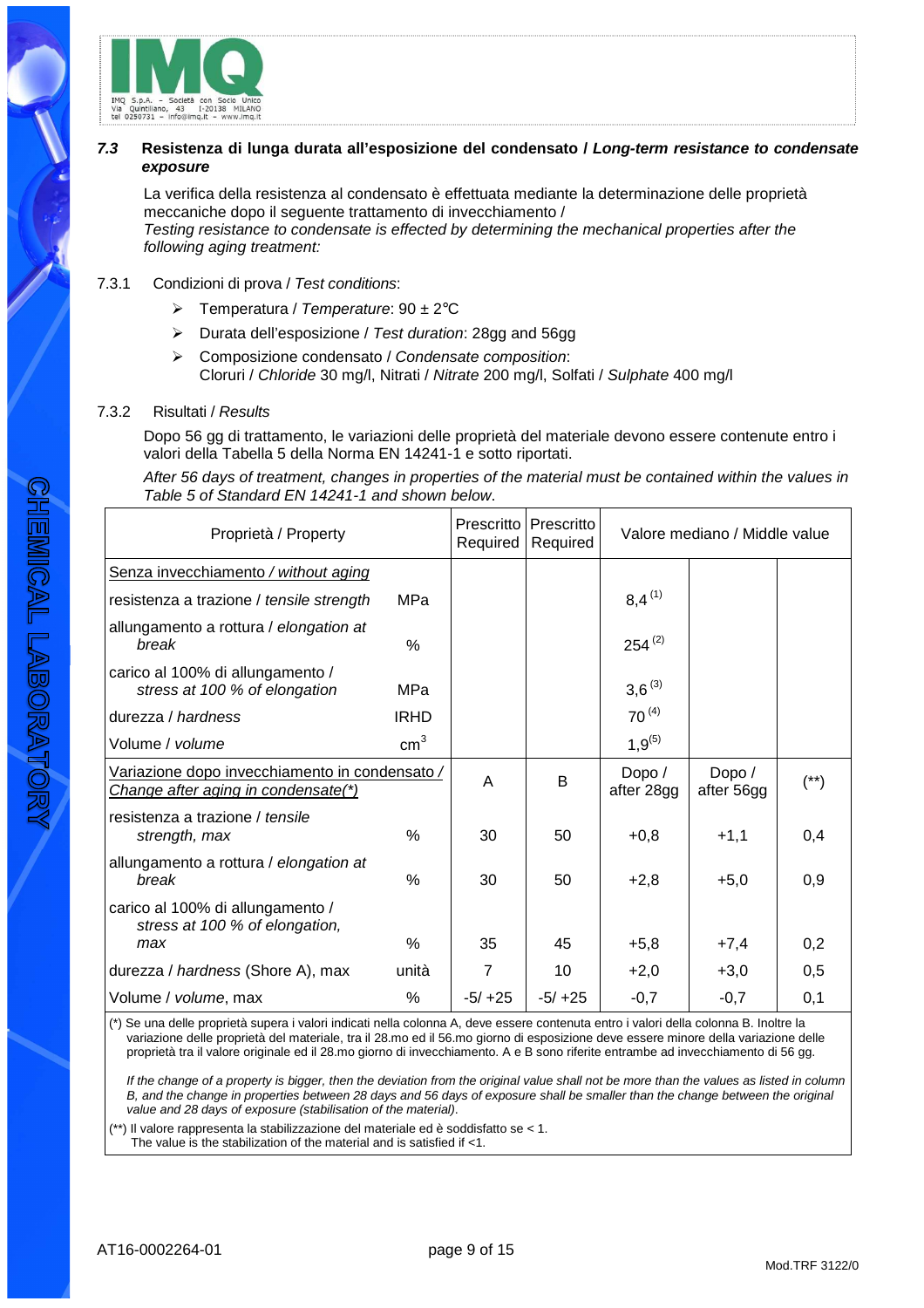### 7.3 Resistenza di lunga durata all'esposizione del condensato / *Long-term resistance to condensate exposure*

La verifica della resistenza al condensato è effettuata mediante la determinazione delle proprietà meccaniche dopo il seguente trattamento di invecchiamento /
*Testing resistance to condensate is effected by determining the mechanical properties after the following aging treatment:*

7.3.1 Condizioni di prova / *Test conditions*:

- Temperatura / *Temperature*: 90 ± 2°C
- Durata dell'esposizione / *Test duration*: 28gg and 56gg
- Composizione condensato / *Condensate composition*:
  Cloruri / *Chloride* 30 mg/l, Nitrati / *Nitrate* 200 mg/l, Solfati / *Sulphate* 400 mg/l

7.3.2 Risultati / *Results*

Dopo 56 gg di trattamento, le variazioni delle proprietà del materiale devono essere contenute entro i valori della Tabella 5 della Norma EN 14241-1 e sotto riportati.

*After 56 days of treatment, changes in properties of the material must be contained within the values in Table 5 of Standard EN 14241-1 and shown below.*

| Proprietà / Property | | Prescritto Required | Prescritto Required | Valore mediano / Middle value | | |
|---|---|---|---|---|---|---|
| Senza invecchiamento / *without aging* | | | | | | |
| resistenza a trazione / *tensile strength* | MPa | | | 8,4 (1) | | |
| allungamento a rottura / *elongation at break* | % | | | 254 (2) | | |
| carico al 100% di allungamento / *stress at 100 % of elongation* | MPa | | | 3,6 (3) | | |
| durezza / *hardness* | IRHD | | | 70 (4) | | |
| Volume / *volume* | $cm^3$ | | | 1,9(5) | | |
| Variazione dopo invecchiamento in condensato / *Change after aging in condensate(\*)* | | A | B | Dopo / after 28gg | Dopo / after 56gg | (\*\*) |
| resistenza a trazione / *tensile strength, max* | % | 30 | 50 | +0,8 | +1,1 | 0,4 |
| allungamento a rottura / *elongation at break* | % | 30 | 50 | +2,8 | +5,0 | 0,9 |
| carico al 100% di allungamento / *stress at 100 % of elongation, max* | % | 35 | 45 | +5,8 | +7,4 | 0,2 |
| durezza / *hardness* (Shore A), max | unità | 7 | 10 | +2,0 | +3,0 | 0,5 |
| Volume / *volume*, max | % | -5/ +25 | -5/ +25 | -0,7 | -0,7 | 0,1 |

(*) Se una delle proprietà supera i valori indicati nella colonna A, deve essere contenuta entro i valori della colonna B. Inoltre la variazione delle proprietà del materiale, tra il 28.mo ed il 56.mo giorno di esposizione deve essere minore della variazione delle proprietà tra il valore originale ed il 28.mo giorno di invecchiamento. A e B sono riferite entrambe ad invecchiamento di 56 gg.

*If the change of a property is bigger, then the deviation from the original value shall not be more than the values as listed in column B, and the change in properties between 28 days and 56 days of exposure shall be smaller than the change between the original value and 28 days of exposure (stabilisation of the material).*

(**) Il valore rappresenta la stabilizzazione del materiale ed è soddisfatto se < 1.
The value is the stabilization of the material and is satisfied if <1.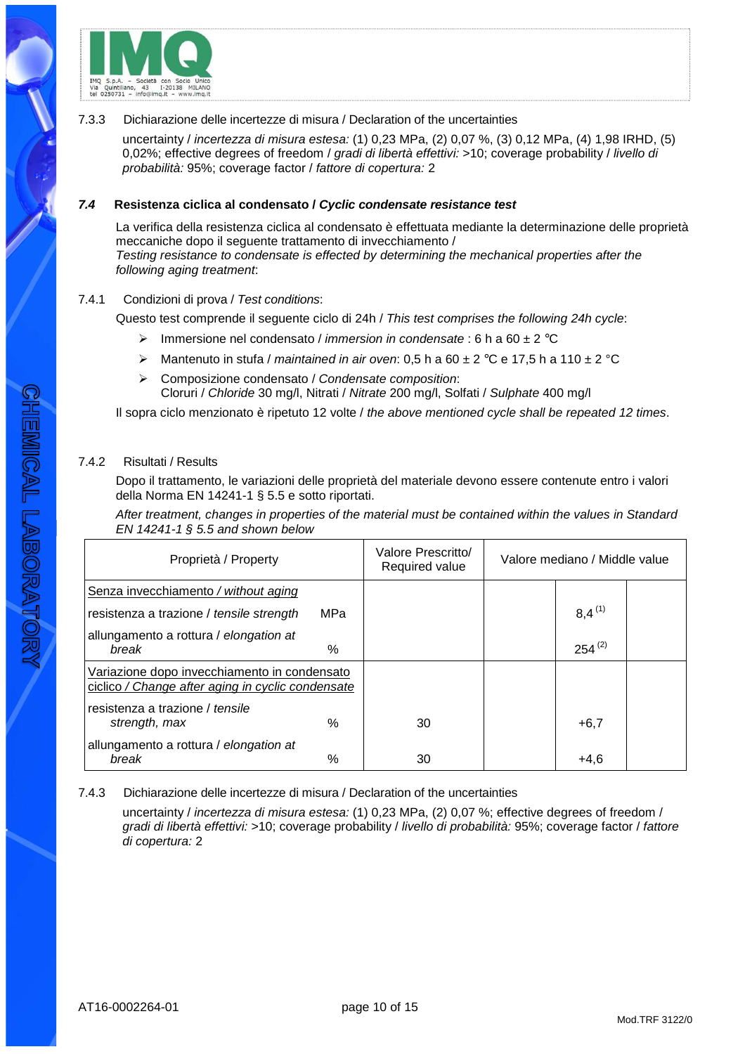7.3.3 Dichiarazione delle incertezze di misura / Declaration of the uncertainties

uncertainty / *incertezza di misura estesa:* (1) 0,23 MPa, (2) 0,07 %, (3) 0,12 MPa, (4) 1,98 IRHD, (5) 0,02%; effective degrees of freedom / *gradi di libertà effettivi:* >10; coverage probability / *livello di probabilità:* 95%; coverage factor / *fattore di copertura:* 2

### *7.4* Resistenza ciclica al condensato / *Cyclic condensate resistance test*

La verifica della resistenza ciclica al condensato è effettuata mediante la determinazione delle proprietà meccaniche dopo il seguente trattamento di invecchiamento /
*Testing resistance to condensate is effected by determining the mechanical properties after the following aging treatment*:

7.4.1 Condizioni di prova / *Test conditions*:

Questo test comprende il seguente ciclo di 24h / *This test comprises the following 24h cycle*:

- Immersione nel condensato / *immersion in condensate* : 6 h a 60 ± 2 °C
- Mantenuto in stufa / *maintained in air oven*: 0,5 h a 60 ± 2 °C e 17,5 h a 110 ± 2 °C
- Composizione condensato / *Condensate composition*:
  Cloruri / *Chloride* 30 mg/l, Nitrati / *Nitrate* 200 mg/l, Solfati / *Sulphate* 400 mg/l

Il sopra ciclo menzionato è ripetuto 12 volte / *the above mentioned cycle shall be repeated 12 times*.

7.4.2 Risultati / Results

Dopo il trattamento, le variazioni delle proprietà del materiale devono essere contenute entro i valori della Norma EN 14241-1 § 5.5 e sotto riportati.

*After treatment, changes in properties of the material must be contained within the values in Standard EN 14241-1 § 5.5 and shown below*

| Proprietà / Property | | Valore Prescritto/ Required value | Valore mediano / Middle value | | |
|---|---|---|---|---|---|
| Senza invecchiamento / *without aging* | | | | | |
| resistenza a trazione / *tensile strength* | MPa | | | 8,4 [(1)] | |
| allungamento a rottura / *elongation at break* | % | | | 254 [(2)] | |
| Variazione dopo invecchiamento in condensato ciclico / *Change after aging in cyclic condensate* | | | | | |
| resistenza a trazione / *tensile strength, max* | % | 30 | | +6,7 | |
| allungamento a rottura / *elongation at break* | % | 30 | | +4,6 | |

7.4.3 Dichiarazione delle incertezze di misura / Declaration of the uncertainties

uncertainty / *incertezza di misura estesa:* (1) 0,23 MPa, (2) 0,07 %; effective degrees of freedom / *gradi di libertà effettivi:* >10; coverage probability / *livello di probabilità:* 95%; coverage factor / *fattore di copertura:* 2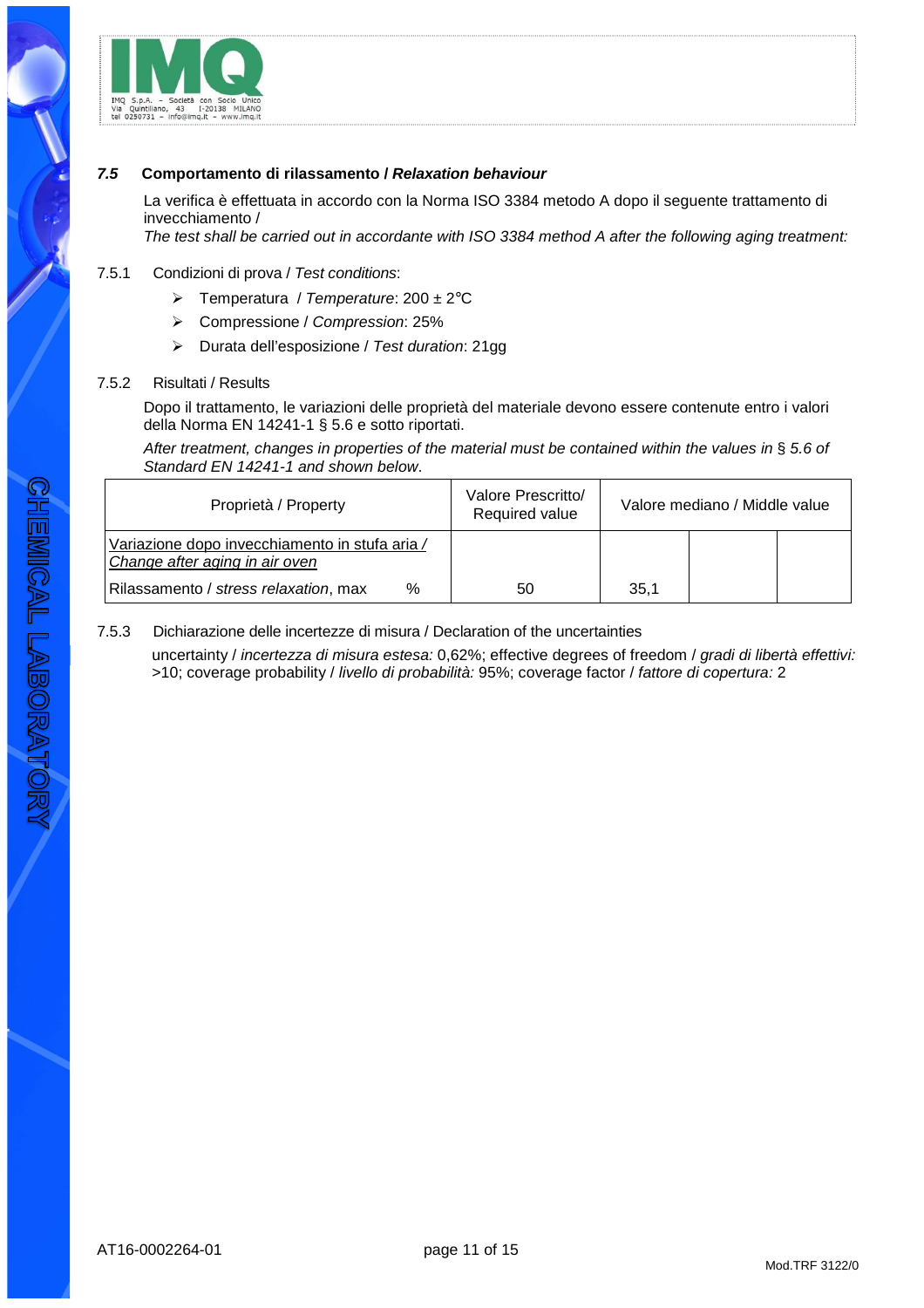## *7.5* Comportamento di rilassamento / *Relaxation behaviour*

La verifica è effettuata in accordo con la Norma ISO 3384 metodo A dopo il seguente trattamento di invecchiamento /
*The test shall be carried out in accordante with ISO 3384 method A after the following aging treatment:*

7.5.1 Condizioni di prova / *Test conditions*:

- Temperatura / *Temperature*: 200 ± 2°C
- Compressione / *Compression*: 25%
- Durata dell'esposizione / *Test duration*: 21gg

7.5.2 Risultati / Results

Dopo il trattamento, le variazioni delle proprietà del materiale devono essere contenute entro i valori della Norma EN 14241-1 § 5.6 e sotto riportati.

*After treatment, changes in properties of the material must be contained within the values in* § *5.6 of Standard EN 14241-1 and shown below.*

| Proprietà / Property | | Valore Prescritto/ Required value | Valore mediano / Middle value | | |
|---|---|---|---|---|---|
| Variazione dopo invecchiamento in stufa aria / *Change after aging in air oven* | | | | | |
| Rilassamento / *stress relaxation*, max | % | 50 | 35,1 | | |

7.5.3 Dichiarazione delle incertezze di misura / Declaration of the uncertainties

uncertainty / *incertezza di misura estesa:* 0,62%; effective degrees of freedom / *gradi di libertà effettivi:* >10; coverage probability / *livello di probabilità:* 95%; coverage factor / *fattore di copertura:* 2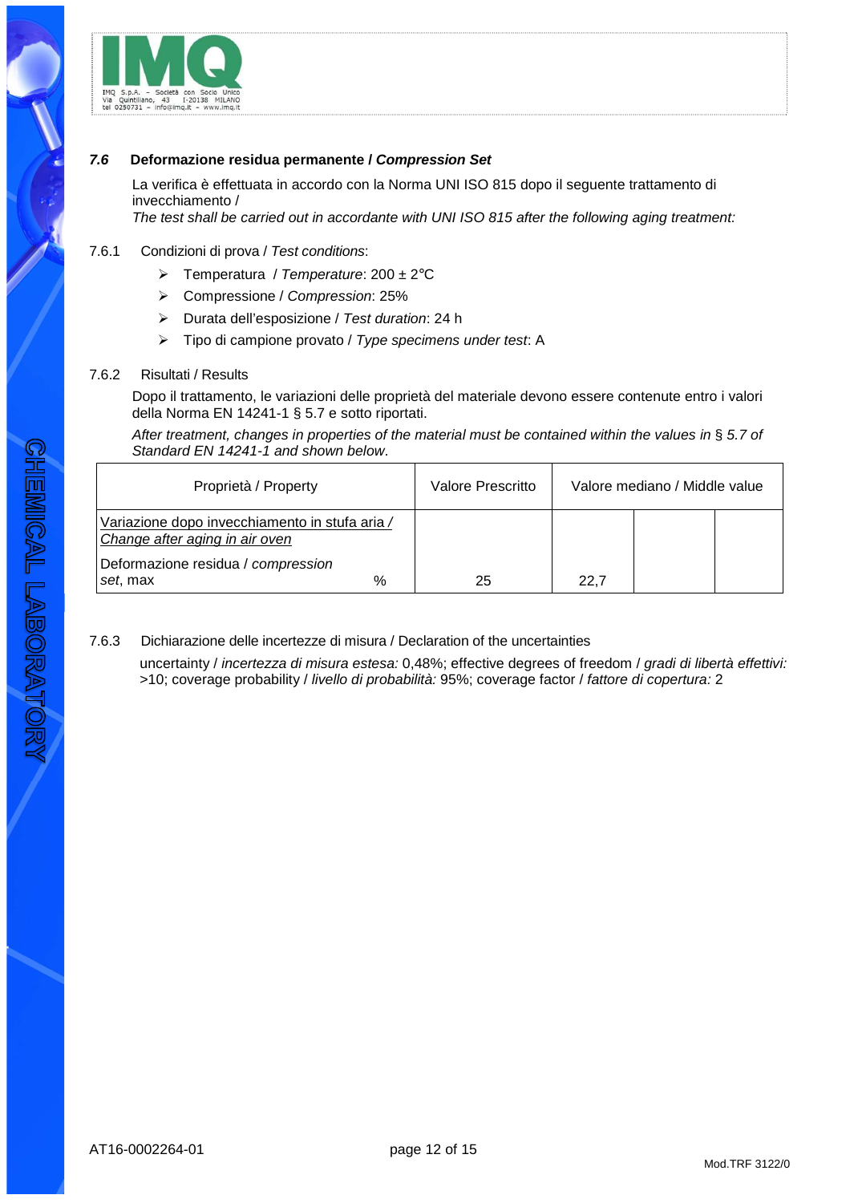### *7.6* Deformazione residua permanente / *Compression Set*

La verifica è effettuata in accordo con la Norma UNI ISO 815 dopo il seguente trattamento di invecchiamento /
*The test shall be carried out in accordante with UNI ISO 815 after the following aging treatment:*

7.6.1 Condizioni di prova / *Test conditions*:

- Temperatura / *Temperature*: 200 ± 2°C
- Compressione / *Compression*: 25%
- Durata dell'esposizione / *Test duration*: 24 h
- Tipo di campione provato / *Type specimens under test*: A

7.6.2 Risultati / Results

Dopo il trattamento, le variazioni delle proprietà del materiale devono essere contenute entro i valori della Norma EN 14241-1 § 5.7 e sotto riportati.

*After treatment, changes in properties of the material must be contained within the values in § 5.7 of Standard EN 14241-1 and shown below.*

| Proprietà / Property | | Valore Prescritto | Valore mediano / Middle value | | |
|---|---|---|---|---|---|
| Variazione dopo invecchiamento in stufa aria / *Change after aging in air oven* | | | | | |
| Deformazione residua / *compression set*, max | % | 25 | 22,7 | | |

7.6.3 Dichiarazione delle incertezze di misura / Declaration of the uncertainties

uncertainty / *incertezza di misura estesa:* 0,48%; effective degrees of freedom / *gradi di libertà effettivi:* >10; coverage probability / *livello di probabilità:* 95%; coverage factor / *fattore di copertura:* 2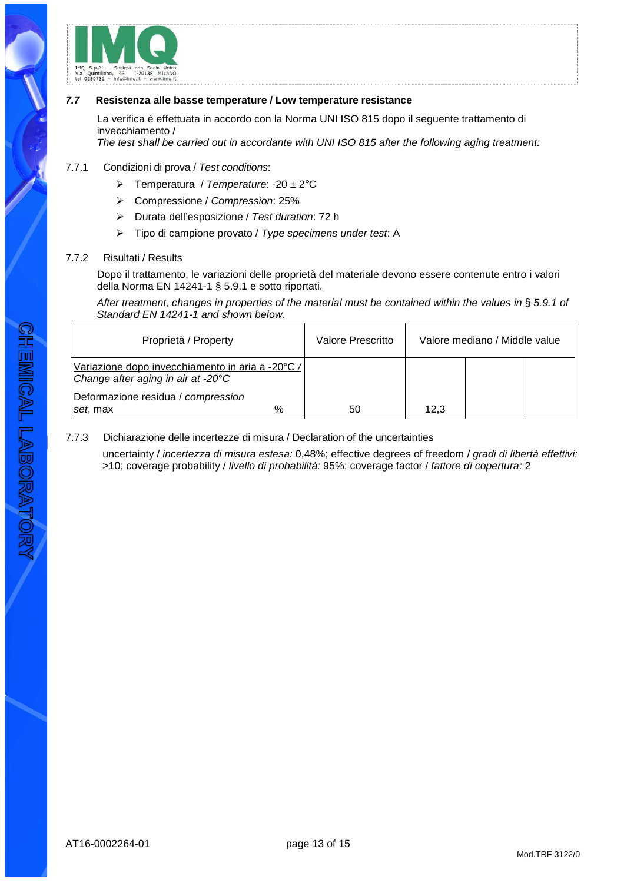### *7.7* Resistenza alle basse temperature / Low temperature resistance

La verifica è effettuata in accordo con la Norma UNI ISO 815 dopo il seguente trattamento di invecchiamento /
*The test shall be carried out in accordante with UNI ISO 815 after the following aging treatment:*

7.7.1 Condizioni di prova / *Test conditions*:

- Temperatura / *Temperature*: -20 ± 2°C
- Compressione / *Compression*: 25%
- Durata dell'esposizione / *Test duration*: 72 h
- Tipo di campione provato / *Type specimens under test*: A

7.7.2 Risultati / Results

Dopo il trattamento, le variazioni delle proprietà del materiale devono essere contenute entro i valori della Norma EN 14241-1 § 5.9.1 e sotto riportati.

*After treatment, changes in properties of the material must be contained within the values in § 5.9.1 of Standard EN 14241-1 and shown below.*

| Proprietà / Property | | Valore Prescritto | Valore mediano / Middle value | | |
|---|---|---|---|---|---|
| Variazione dopo invecchiamento in aria a -20°C / *Change after aging in air at -20°C* | | | | | |
| Deformazione residua / *compression set*, max | % | 50 | 12,3 | | |

7.7.3 Dichiarazione delle incertezze di misura / Declaration of the uncertainties

uncertainty / *incertezza di misura estesa:* 0,48%; effective degrees of freedom / *gradi di libertà effettivi:* >10; coverage probability / *livello di probabilità:* 95%; coverage factor / *fattore di copertura:* 2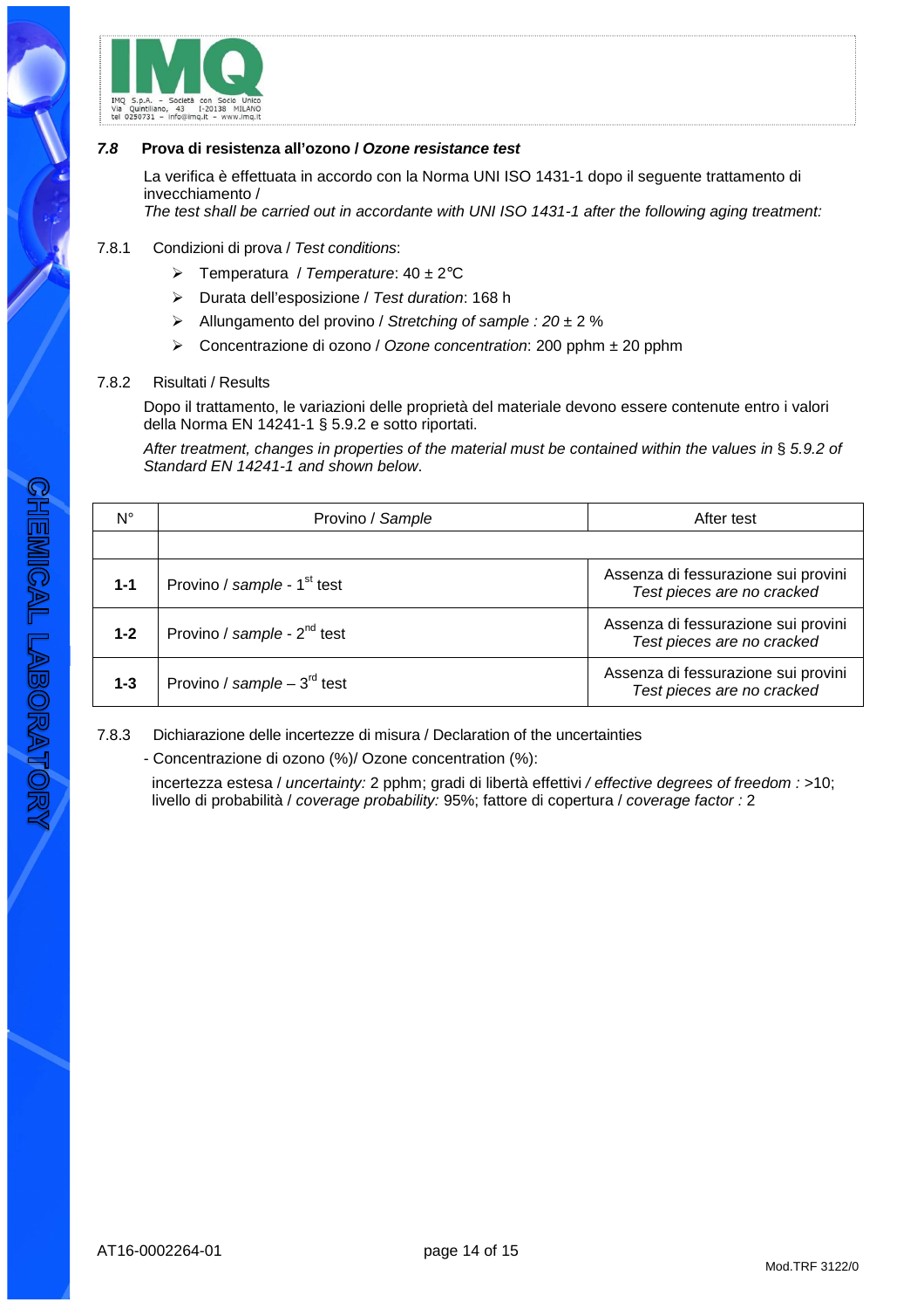### *7.8* Prova di resistenza all'ozono / *Ozone resistance test*

La verifica è effettuata in accordo con la Norma UNI ISO 1431-1 dopo il seguente trattamento di invecchiamento /
*The test shall be carried out in accordante with UNI ISO 1431-1 after the following aging treatment:*

7.8.1 Condizioni di prova / *Test conditions*:

- Temperatura / *Temperature*: 40 ± 2°C
- Durata dell'esposizione / *Test duration*: 168 h
- Allungamento del provino / *Stretching of sample : 20* ± 2 %
- Concentrazione di ozono / *Ozone concentration*: 200 pphm ± 20 pphm

7.8.2 Risultati / Results

Dopo il trattamento, le variazioni delle proprietà del materiale devono essere contenute entro i valori della Norma EN 14241-1 § 5.9.2 e sotto riportati.

*After treatment, changes in properties of the material must be contained within the values in* § *5.9.2 of Standard EN 14241-1 and shown below*.

| N° | Provino / *Sample* | After test |
|---|---|---|
| | | |
| **1-1** | Provino / *sample* - 1st test | Assenza di fessurazione sui provini *Test pieces are no cracked* |
| **1-2** | Provino / *sample* - 2nd test | Assenza di fessurazione sui provini *Test pieces are no cracked* |
| **1-3** | Provino / *sample* – 3rd test | Assenza di fessurazione sui provini *Test pieces are no cracked* |

7.8.3 Dichiarazione delle incertezze di misura / Declaration of the uncertainties

- Concentrazione di ozono (%)/ Ozone concentration (%):

incertezza estesa / *uncertainty:* 2 pphm; gradi di libertà effettivi */ effective degrees of freedom :* >10; livello di probabilità / *coverage probability:* 95%; fattore di copertura / *coverage factor :* 2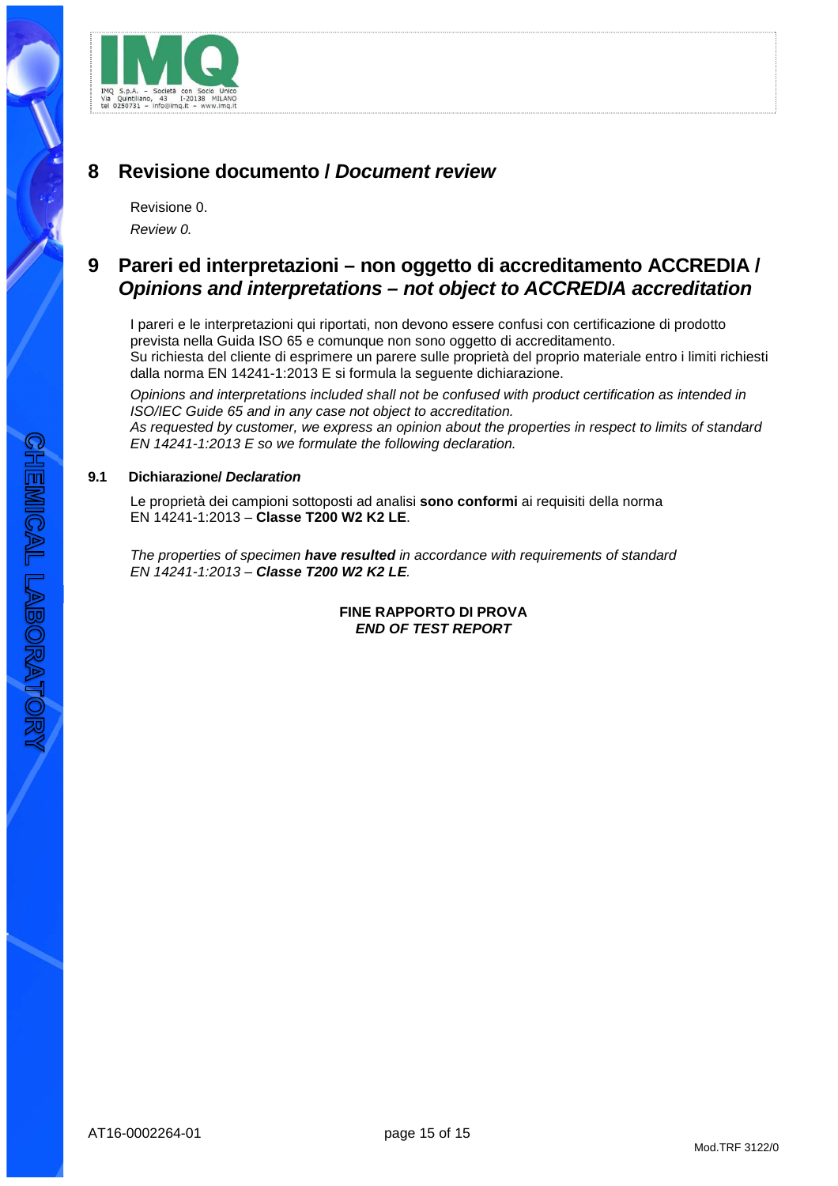## 8 Revisione documento / *Document review*

Revisione 0.

*Review 0.*

## 9 Pareri ed interpretazioni – non oggetto di accreditamento ACCREDIA / *Opinions and interpretations – not object to ACCREDIA accreditation*

I pareri e le interpretazioni qui riportati, non devono essere confusi con certificazione di prodotto prevista nella Guida ISO 65 e comunque non sono oggetto di accreditamento.
Su richiesta del cliente di esprimere un parere sulle proprietà del proprio materiale entro i limiti richiesti dalla norma EN 14241-1:2013 E si formula la seguente dichiarazione.

*Opinions and interpretations included shall not be confused with product certification as intended in ISO/IEC Guide 65 and in any case not object to accreditation.*
*As requested by customer, we express an opinion about the properties in respect to limits of standard EN 14241-1:2013 E so we formulate the following declaration.*

### 9.1 Dichiarazione/ *Declaration*

Le proprietà dei campioni sottoposti ad analisi **sono conformi** ai requisiti della norma EN 14241-1:2013 – **Classe T200 W2 K2 LE**.

*The properties of specimen* ***have resulted*** *in accordance with requirements of standard EN 14241-1:2013 –* ***Classe T200 W2 K2 LE****.*

**FINE RAPPORTO DI PROVA**
***END OF TEST REPORT***

AT16-0002264-01

Mod.TRF 3122/0